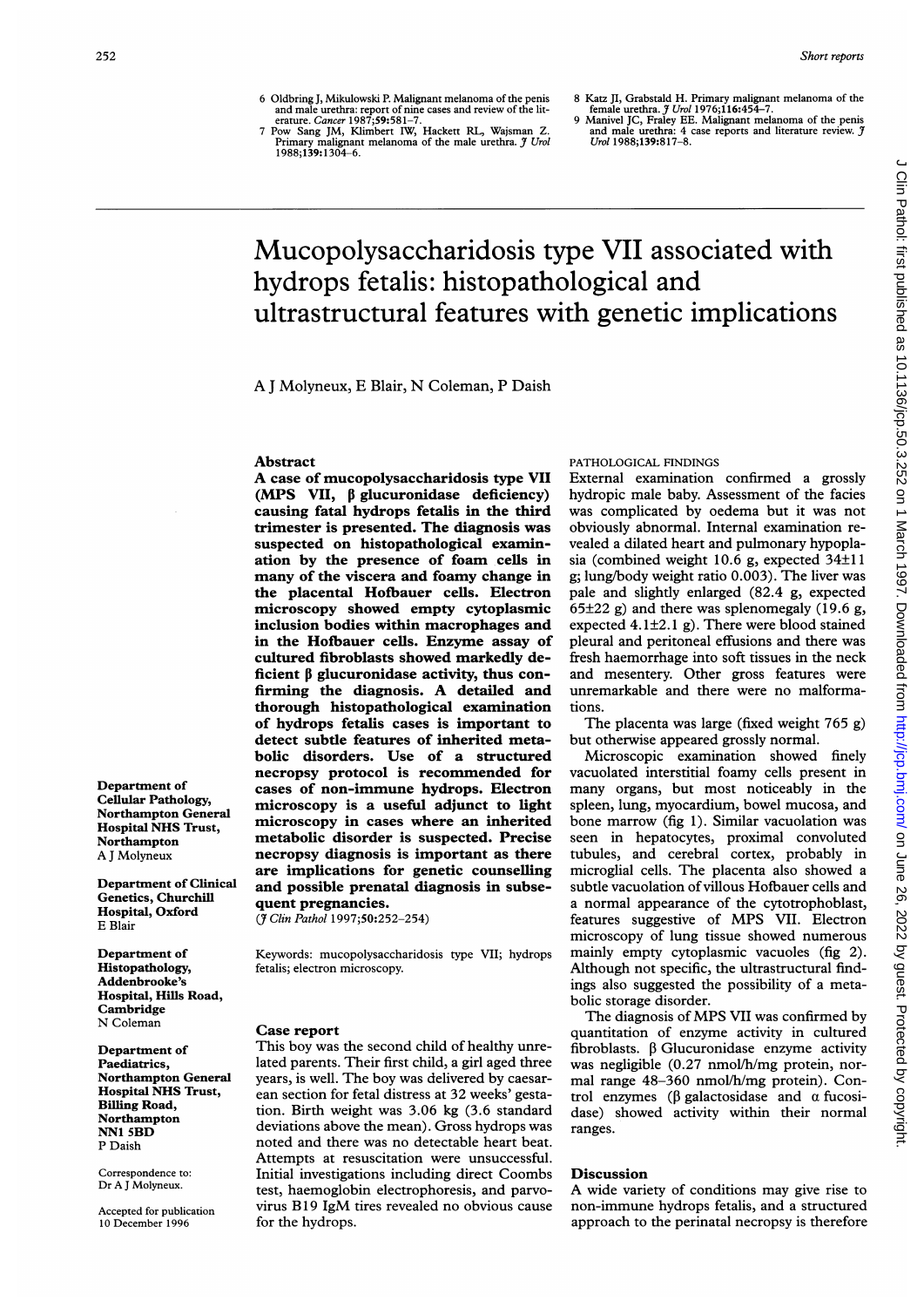6 Oldbring J, Mikulowski P. Malignant melanoma of the penis and male urethra: report of nine cases and review of the literature. *Cancer* 1987;**59**:581–7.

7 Pow Sang JM, Klimbert IW, Hackett RL, Wajsman Z. Primary malignant melanoma of the male urethra. *J Urol* 1988;**139**:1304–6.

8 Katz JI, Grabstald H. Primary malignant melanoma of the female urethra. *J Urol* 1976;**116**:454–7.

9 Manivel JC, Fraley EE. Malignant melanoma of the penis and male urethra: 4 case reports and literature review. *J Urol* 1988;**139**:817–8.

# Mucopolysaccharidosis type VII associated with hydrops fetalis: histopathological and ultrastructural features with genetic implications

A J Molyneux, E Blair, N Coleman, P Daish

Department of Cellular Pathology, Northampton General Hospital NHS Trust, Northampton
A J Molyneux

Department of Clinical Genetics, Churchill Hospital, Oxford
E Blair

Department of Histopathology, Addenbrooke's Hospital, Hills Road, Cambridge
N Coleman

Department of Paediatrics, Northampton General Hospital NHS Trust, Billing Road, Northampton NN1 5BD
P Daish

Correspondence to: Dr A J Molyneux.

Accepted for publication 10 December 1996

## Abstract

**A case of mucopolysaccharidosis type VII (MPS VII, β glucuronidase deficiency) causing fatal hydrops fetalis in the third trimester is presented. The diagnosis was suspected on histopathological examination by the presence of foam cells in many of the viscera and foamy change in the placental Hofbauer cells. Electron microscopy showed empty cytoplasmic inclusion bodies within macrophages and in the Hofbauer cells. Enzyme assay of cultured fibroblasts showed markedly deficient β glucuronidase activity, thus confirming the diagnosis. A detailed and thorough histopathological examination of hydrops fetalis cases is important to detect subtle features of inherited metabolic disorders. Use of a structured necropsy protocol is recommended for cases of non-immune hydrops. Electron microscopy is a useful adjunct to light microscopy in cases where an inherited metabolic disorder is suspected. Precise necropsy diagnosis is important as there are implications for genetic counselling and possible prenatal diagnosis in subsequent pregnancies.**

(*J Clin Pathol* 1997;**50**:252–254)

Keywords: mucopolysaccharidosis type VII; hydrops fetalis; electron microscopy.

## Case report

This boy was the second child of healthy unrelated parents. Their first child, a girl aged three years, is well. The boy was delivered by caesarean section for fetal distress at 32 weeks' gestation. Birth weight was 3.06 kg (3.6 standard deviations above the mean). Gross hydrops was noted and there was no detectable heart beat. Attempts at resuscitation were unsuccessful. Initial investigations including direct Coombs test, haemoglobin electrophoresis, and parvovirus B19 IgM tires revealed no obvious cause for the hydrops.

### PATHOLOGICAL FINDINGS

External examination confirmed a grossly hydropic male baby. Assessment of the facies was complicated by oedema but it was not obviously abnormal. Internal examination revealed a dilated heart and pulmonary hypoplasia (combined weight 10.6 g, expected 34±11 g; lung/body weight ratio 0.003). The liver was pale and slightly enlarged (82.4 g, expected 65±22 g) and there was splenomegaly (19.6 g, expected 4.1±2.1 g). There were blood stained pleural and peritoneal effusions and there was fresh haemorrhage into soft tissues in the neck and mesentery. Other gross features were unremarkable and there were no malformations.

The placenta was large (fixed weight 765 g) but otherwise appeared grossly normal.

Microscopic examination showed finely vacuolated interstitial foamy cells present in many organs, but most noticeably in the spleen, lung, myocardium, bowel mucosa, and bone marrow (fig 1). Similar vacuolation was seen in hepatocytes, proximal convoluted tubules, and cerebral cortex, probably in microglial cells. The placenta also showed a subtle vacuolation of villous Hofbauer cells and a normal appearance of the cytotrophoblast, features suggestive of MPS VII. Electron microscopy of lung tissue showed numerous mainly empty cytoplasmic vacuoles (fig 2). Although not specific, the ultrastructural findings also suggested the possibility of a metabolic storage disorder.

The diagnosis of MPS VII was confirmed by quantitation of enzyme activity in cultured fibroblasts. β Glucuronidase enzyme activity was negligible (0.27 nmol/h/mg protein, normal range 48–360 nmol/h/mg protein). Control enzymes (β galactosidase and α fucosidase) showed activity within their normal ranges.

## Discussion

A wide variety of conditions may give rise to non-immune hydrops fetalis, and a structured approach to the perinatal necropsy is therefore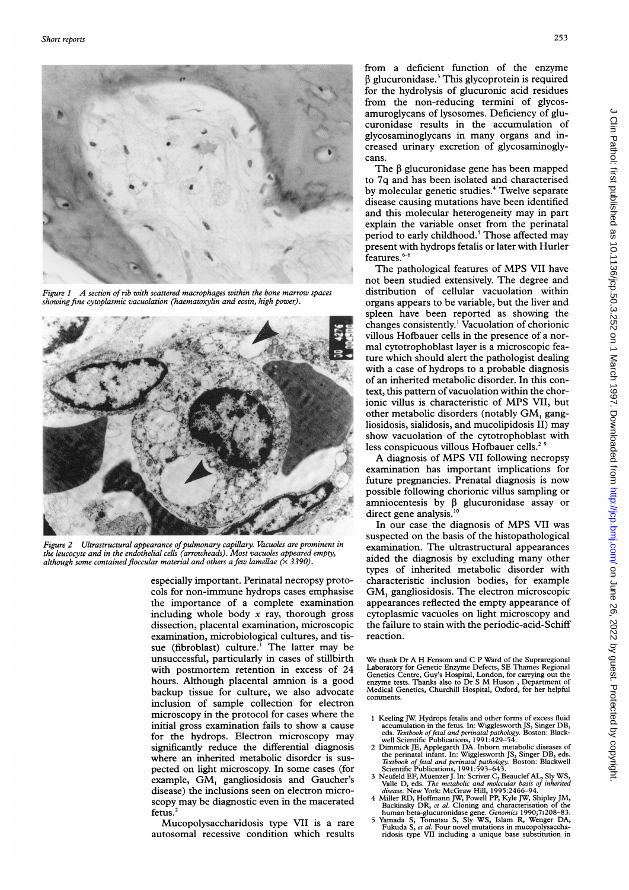Figure 1 A section of rib with scattered macrophages within the bone marrow spaces showing fine cytoplasmic vacuolation (haematoxylin and eosin, high power).

Figure 2 Ultrastructural appearance of pulmonary capillary. Vacuoles are prominent in the leucocyte and in the endothelial cells (arrowheads). Most vacuoles appeared empty, although some contained floccular material and others a few lamellae (× 3390).

especially important. Perinatal necropsy protocols for non-immune hydrops cases emphasise the importance of a complete examination including whole body x ray, thorough gross dissection, placental examination, microscopic examination, microbiological cultures, and tissue (fibroblast) culture.[1] The latter may be unsuccessful, particularly in cases of stillbirth with postmortem retention in excess of 24 hours. Although placental amnion is a good backup tissue for culture, we also advocate inclusion of sample collection for electron microscopy in the protocol for cases where the initial gross examination fails to show a cause for the hydrops. Electron microscopy may significantly reduce the differential diagnosis where an inherited metabolic disorder is suspected on light microscopy. In some cases (for example, $GM_1$ gangliosidosis and Gaucher's disease) the inclusions seen on electron microscopy may be diagnostic even in the macerated fetus.[2]

Mucopolysaccharidosis type VII is a rare autosomal recessive condition which results from a deficient function of the enzyme β glucuronidase.[3] This glycoprotein is required for the hydrolysis of glucuronic acid residues from the non-reducing termini of glycosamuroglycans of lysosomes. Deficiency of glucuronidase results in the accumulation of glycosaminoglycans in many organs and increased urinary excretion of glycosaminoglycans.

The β glucuronidase gene has been mapped to 7q and has been isolated and characterised by molecular genetic studies.[4] Twelve separate disease causing mutations have been identified and this molecular heterogeneity may in part explain the variable onset from the perinatal period to early childhood.[5] Those affected may present with hydrops fetalis or later with Hurler features.[6-8]

The pathological features of MPS VII have not been studied extensively. The degree and distribution of cellular vacuolation within organs appears to be variable, but the liver and spleen have been reported as showing the changes consistently.[1] Vacuolation of chorionic villous Hofbauer cells in the presence of a normal cytotrophoblast layer is a microscopic feature which should alert the pathologist dealing with a case of hydrops to a probable diagnosis of an inherited metabolic disorder. In this context, this pattern of vacuolation within the chorionic villus is characteristic of MPS VII, but other metabolic disorders (notably $GM_1$ gangliosidosis, sialidosis, and mucolipidosis II) may show vacuolation of the cytotrophoblast with less conspicuous villous Hofbauer cells.[2,9]

A diagnosis of MPS VII following necropsy examination has important implications for future pregnancies. Prenatal diagnosis is now possible following chorionic villus sampling or amniocentesis by β glucuronidase assay or direct gene analysis.[10]

In our case the diagnosis of MPS VII was suspected on the basis of the histopathological examination. The ultrastructural appearances aided the diagnosis by excluding many other types of inherited metabolic disorder with characteristic inclusion bodies, for example $GM_1$ gangliosidosis. The electron microscopic appearances reflected the empty appearance of cytoplasmic vacuoles on light microscopy and the failure to stain with the periodic-acid-Schiff reaction.

We thank Dr A H Fensom and C P Ward of the Supraregional Laboratory for Genetic Enzyme Defects, SE Thames Regional Genetics Centre, Guy's Hospital, London, for carrying out the enzyme tests. Thanks also to Dr S M Huson, Department of Medical Genetics, Churchill Hospital, Oxford, for her helpful comments.

1 Keeling JW. Hydrops fetalis and other forms of excess fluid accumulation in the fetus. In: Wigglesworth JS, Singer DB, eds. *Textbook of fetal and perinatal pathology.* Boston: Blackwell Scientific Publications, 1991:429–54.
2 Dimmick JE, Applegarth DA. Inborn metabolic diseases of the perinatal infant. In: Wigglesworth JS, Singer DB, eds. *Textbook of fetal and perinatal pathology.* Boston: Blackwell Scientific Publications, 1991:593–643.
3 Neufeld EF, Muenzer J. In: Scriver C, Beauclef AL, Sly WS, Valle D, eds. *The metabolic and molecular basis of inherited disease.* New York: McGraw Hill, 1995:2466–94.
4 Miller RD, Hoffmann JW, Powell PP, Kyle JW, Shipley JM, Backinsky DR, *et al.* Cloning and characterisation of the human beta-glucuronidase gene. *Genomics* 1990;7:208–83.
5 Yamada S, Tomatsu S, Sly WS, Islam R, Wenger DA, Fukuda S, *et al.* Four novel mutations in mucopolysaccharidosis type VII including a unique base substitution in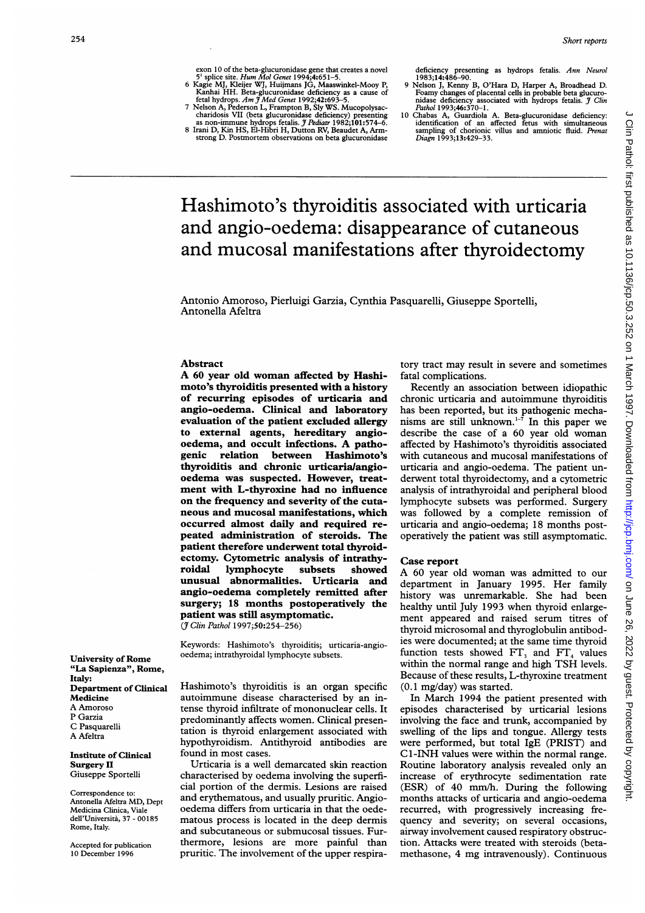exon 10 of the beta-glucuronidase gene that creates a novel 5′ splice site. *Hum Mol Genet* 1994;4:651–5.

6 Kagie MJ, Kleijer WJ, Huijmans JG, Maaswinkel-Mooy P, Kanhai HH. Beta-glucuronidase deficiency as a cause of fetal hydrops. *Am J Med Genet* 1992;42:693–5.

7 Nelson A, Pederson L, Frampton B, Sly WS. Mucopolysaccharidosis VII (beta glucuronidase deficiency) presenting as non-immune hydrops fetalis. *J Pediatr* 1982;101:574–6.

8 Irani D, Kin HS, El-Hibri H, Dutton RV, Beaudet A, Armstrong D. Postmortem observations on beta glucuronidase deficiency presenting as hydrops fetalis. *Ann Neurol* 1983;14:486–90.

9 Nelson J, Kenny B, O'Hara D, Harper A, Broadhead D. Foamy changes of placental cells in probable beta glucuronidase deficiency associated with hydrops fetalis. *J Clin Pathol* 1993;46:370–1.

10 Chabas A, Guardiola A. Beta-glucuronidase deficiency: identification of an affected fetus with simultaneous sampling of chorionic villus and amniotic fluid. *Prenat Diagn* 1993;13:429–33.

# Hashimoto's thyroiditis associated with urticaria and angio-oedema: disappearance of cutaneous and mucosal manifestations after thyroidectomy

Antonio Amoroso, Pierluigi Garzia, Cynthia Pasquarelli, Giuseppe Sportelli, Antonella Afeltra

**University of Rome "La Sapienza", Rome, Italy: Department of Clinical Medicine**
A Amoroso
P Garzia
C Pasquarelli
A Afeltra

**Institute of Clinical Surgery II**
Giuseppe Sportelli

Correspondence to: Antonella Afeltra MD, Dept Medicina Clinica, Viale dell'Università, 37 - 00185 Rome, Italy.

Accepted for publication 10 December 1996

## Abstract

**A 60 year old woman affected by Hashimoto's thyroiditis presented with a history of recurring episodes of urticaria and angio-oedema. Clinical and laboratory evaluation of the patient excluded allergy to external agents, hereditary angio-oedema, and occult infections. A pathogenic relation between Hashimoto's thyroiditis and chronic urticaria/angio-oedema was suspected. However, treatment with L-thyroxine had no influence on the frequency and severity of the cutaneous and mucosal manifestations, which occurred almost daily and required repeated administration of steroids. The patient therefore underwent total thyroidectomy. Cytometric analysis of intrathyroidal lymphocyte subsets showed unusual abnormalities. Urticaria and angio-oedema completely remitted after surgery; 18 months postoperatively the patient was still asymptomatic.**

(*J Clin Pathol* 1997;50:254–256)

Keywords: Hashimoto's thyroiditis; urticaria-angio-oedema; intrathyroidal lymphocyte subsets.

Hashimoto's thyroiditis is an organ specific autoimmune disease characterised by an intense thyroid infiltrate of mononuclear cells. It predominantly affects women. Clinical presentation is thyroid enlargement associated with hypothyroidism. Antithyroid antibodies are found in most cases.

Urticaria is a well demarcated skin reaction characterised by oedema involving the superficial portion of the dermis. Lesions are raised and erythematous, and usually pruritic. Angio-oedema differs from urticaria in that the oedematous process is located in the deep dermis and subcutaneous or submucosal tissues. Furthermore, lesions are more painful than pruritic. The involvement of the upper respiratory tract may result in severe and sometimes fatal complications.

Recently an association between idiopathic chronic urticaria and autoimmune thyroiditis has been reported, but its pathogenic mechanisms are still unknown.[1–7] In this paper we describe the case of a 60 year old woman affected by Hashimoto's thyroiditis associated with cutaneous and mucosal manifestations of urticaria and angio-oedema. The patient underwent total thyroidectomy, and a cytometric analysis of intrathyroidal and peripheral blood lymphocyte subsets was performed. Surgery was followed by a complete remission of urticaria and angio-oedema; 18 months postoperatively the patient was still asymptomatic.

## Case report

A 60 year old woman was admitted to our department in January 1995. Her family history was unremarkable. She had been healthy until July 1993 when thyroid enlargement appeared and raised serum titres of thyroid microsomal and thyroglobulin antibodies were documented; at the same time thyroid function tests showed $FT_3$ and $FT_4$ values within the normal range and high TSH levels. Because of these results, L-thyroxine treatment (0.1 mg/day) was started.

In March 1994 the patient presented with episodes characterised by urticarial lesions involving the face and trunk, accompanied by swelling of the lips and tongue. Allergy tests were performed, but total IgE (PRIST) and C1-INH values were within the normal range. Routine laboratory analysis revealed only an increase of erythrocyte sedimentation rate (ESR) of 40 mm/h. During the following months attacks of urticaria and angio-oedema recurred, with progressively increasing frequency and severity; on several occasions, airway involvement caused respiratory obstruction. Attacks were treated with steroids (betamethasone, 4 mg intravenously). Continuous